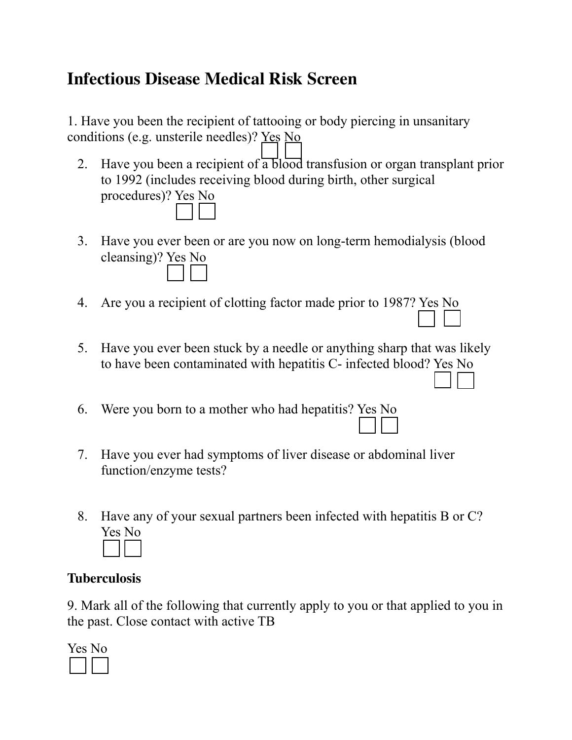# Infectious Disease Medical Risk Screen

1. Have you been the recipient of tattooing or body piercing in unsanitary conditions (e.g. unsterile needles)? Yes ☐ No ☐

2. Have you been a recipient of a blood transfusion or organ transplant prior to 1992 (includes receiving blood during birth, other surgical procedures)? Yes ☐ No ☐

3. Have you ever been or are you now on long-term hemodialysis (blood cleansing)? Yes ☐ No ☐

4. Are you a recipient of clotting factor made prior to 1987? Yes ☐ No ☐

5. Have you ever been stuck by a needle or anything sharp that was likely to have been contaminated with hepatitis C- infected blood? Yes ☐ No ☐

6. Were you born to a mother who had hepatitis? Yes ☐ No ☐

7. Have you ever had symptoms of liver disease or abdominal liver function/enzyme tests?

8. Have any of your sexual partners been infected with hepatitis B or C? Yes ☐ No ☐

**Tuberculosis**

9. Mark all of the following that currently apply to you or that applied to you in the past. Close contact with active TB

Yes ☐ No ☐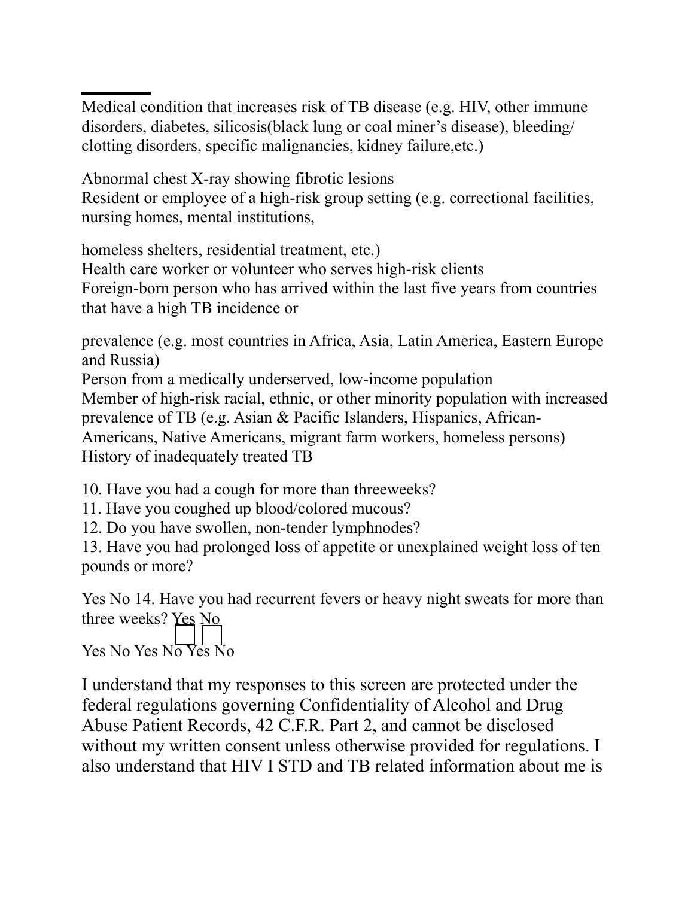Medical condition that increases risk of TB disease (e.g. HIV, other immune disorders, diabetes, silicosis(black lung or coal miner's disease), bleeding/ clotting disorders, specific malignancies, kidney failure,etc.)

Abnormal chest X-ray showing fibrotic lesions
Resident or employee of a high-risk group setting (e.g. correctional facilities, nursing homes, mental institutions,

homeless shelters, residential treatment, etc.)
Health care worker or volunteer who serves high-risk clients
Foreign-born person who has arrived within the last five years from countries that have a high TB incidence or

prevalence (e.g. most countries in Africa, Asia, Latin America, Eastern Europe and Russia)
Person from a medically underserved, low-income population
Member of high-risk racial, ethnic, or other minority population with increased prevalence of TB (e.g. Asian & Pacific Islanders, Hispanics, African-Americans, Native Americans, migrant farm workers, homeless persons)
History of inadequately treated TB

10. Have you had a cough for more than threeweeks?
11. Have you coughed up blood/colored mucous?
12. Do you have swollen, non-tender lymphnodes?
13. Have you had prolonged loss of appetite or unexplained weight loss of ten pounds or more?

Yes No 14. Have you had recurrent fevers or heavy night sweats for more than three weeks? Yes No

Yes No Yes No Yes No

I understand that my responses to this screen are protected under the federal regulations governing Confidentiality of Alcohol and Drug Abuse Patient Records, 42 C.F.R. Part 2, and cannot be disclosed without my written consent unless otherwise provided for regulations. I also understand that HIV I STD and TB related information about me is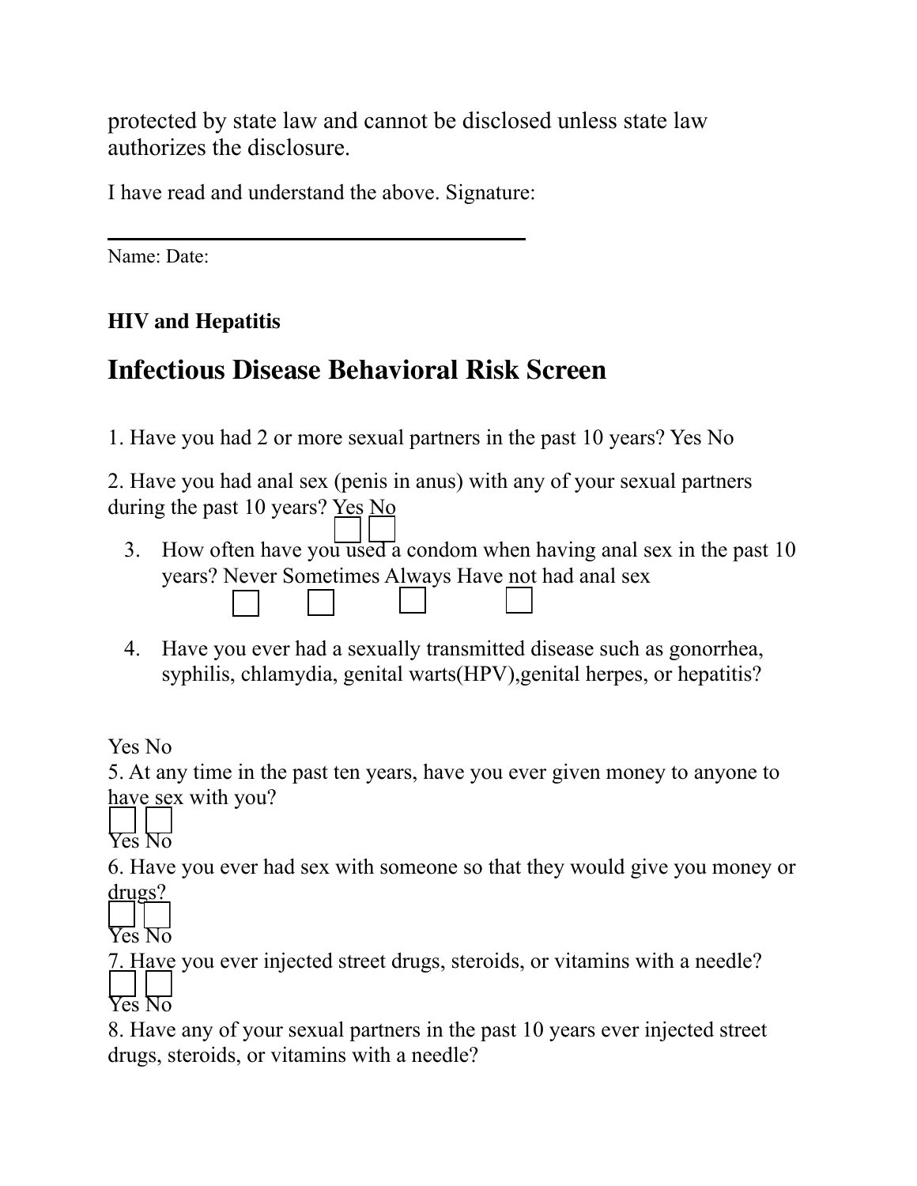protected by state law and cannot be disclosed unless state law authorizes the disclosure.

I have read and understand the above. Signature:

Name: Date:

**HIV and Hepatitis**

# Infectious Disease Behavioral Risk Screen

1. Have you had 2 or more sexual partners in the past 10 years? Yes No

2. Have you had anal sex (penis in anus) with any of your sexual partners during the past 10 years? Yes No

3. How often have you used a condom when having anal sex in the past 10 years? Never Sometimes Always Have not had anal sex

4. Have you ever had a sexually transmitted disease such as gonorrhea, syphilis, chlamydia, genital warts(HPV),genital herpes, or hepatitis?

Yes No

5. At any time in the past ten years, have you ever given money to anyone to have sex with you?

Yes No

6. Have you ever had sex with someone so that they would give you money or drugs?

Yes No

7. Have you ever injected street drugs, steroids, or vitamins with a needle?

Yes No

8. Have any of your sexual partners in the past 10 years ever injected street drugs, steroids, or vitamins with a needle?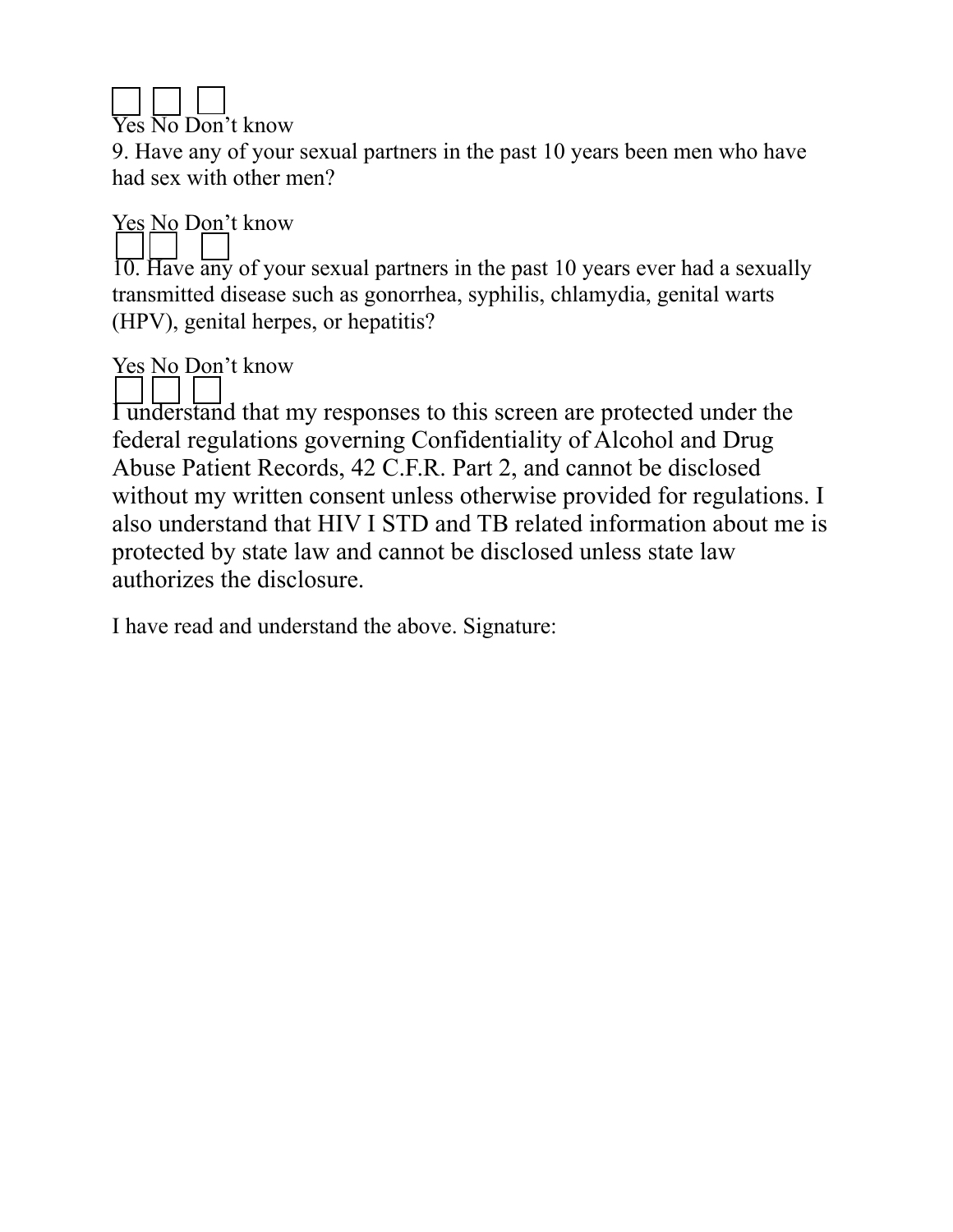☐ ☐ ☐
Yes No Don't know

9. Have any of your sexual partners in the past 10 years been men who have had sex with other men?

Yes No Don't know
☐ ☐ ☐

10. Have any of your sexual partners in the past 10 years ever had a sexually transmitted disease such as gonorrhea, syphilis, chlamydia, genital warts (HPV), genital herpes, or hepatitis?

Yes No Don't know
☐ ☐ ☐

I understand that my responses to this screen are protected under the federal regulations governing Confidentiality of Alcohol and Drug Abuse Patient Records, 42 C.F.R. Part 2, and cannot be disclosed without my written consent unless otherwise provided for regulations. I also understand that HIV I STD and TB related information about me is protected by state law and cannot be disclosed unless state law authorizes the disclosure.

I have read and understand the above. Signature: